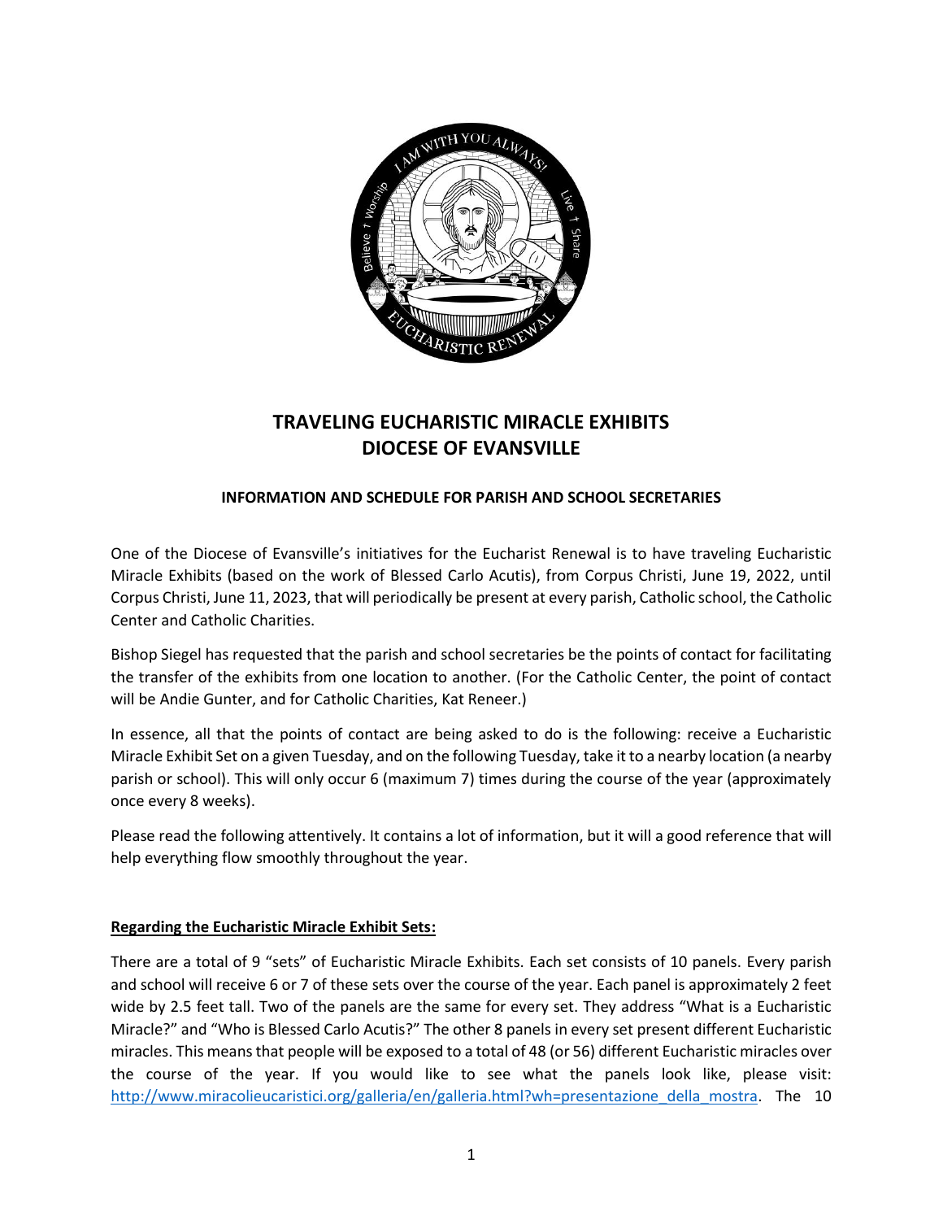# TRAVELING EUCHARISTIC MIRACLE EXHIBITS
# DIOCESE OF EVANSVILLE

### INFORMATION AND SCHEDULE FOR PARISH AND SCHOOL SECRETARIES

One of the Diocese of Evansville's initiatives for the Eucharist Renewal is to have traveling Eucharistic Miracle Exhibits (based on the work of Blessed Carlo Acutis), from Corpus Christi, June 19, 2022, until Corpus Christi, June 11, 2023, that will periodically be present at every parish, Catholic school, the Catholic Center and Catholic Charities.

Bishop Siegel has requested that the parish and school secretaries be the points of contact for facilitating the transfer of the exhibits from one location to another. (For the Catholic Center, the point of contact will be Andie Gunter, and for Catholic Charities, Kat Reneer.)

In essence, all that the points of contact are being asked to do is the following: receive a Eucharistic Miracle Exhibit Set on a given Tuesday, and on the following Tuesday, take it to a nearby location (a nearby parish or school). This will only occur 6 (maximum 7) times during the course of the year (approximately once every 8 weeks).

Please read the following attentively. It contains a lot of information, but it will a good reference that will help everything flow smoothly throughout the year.

**Regarding the Eucharistic Miracle Exhibit Sets:**

There are a total of 9 "sets" of Eucharistic Miracle Exhibits. Each set consists of 10 panels. Every parish and school will receive 6 or 7 of these sets over the course of the year. Each panel is approximately 2 feet wide by 2.5 feet tall. Two of the panels are the same for every set. They address "What is a Eucharistic Miracle?" and "Who is Blessed Carlo Acutis?" The other 8 panels in every set present different Eucharistic miracles. This means that people will be exposed to a total of 48 (or 56) different Eucharistic miracles over the course of the year. If you would like to see what the panels look like, please visit: http://www.miracolieucaristici.org/galleria/en/galleria.html?wh=presentazione_della_mostra. The 10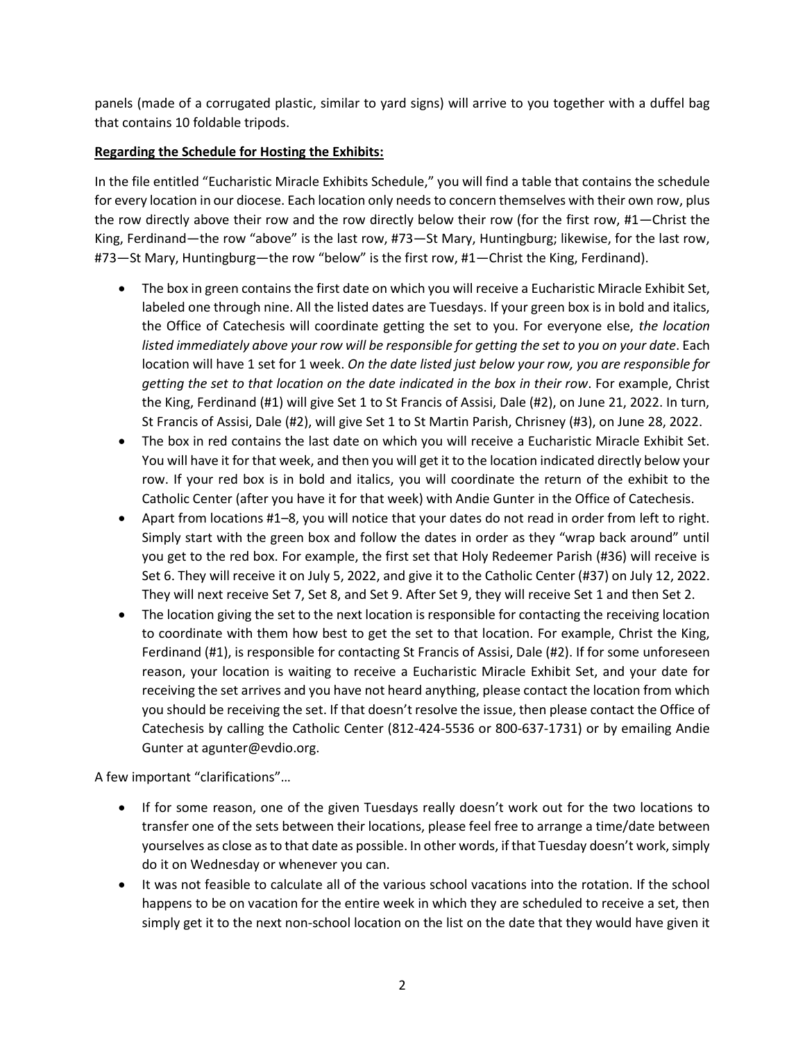panels (made of a corrugated plastic, similar to yard signs) will arrive to you together with a duffel bag that contains 10 foldable tripods.

**Regarding the Schedule for Hosting the Exhibits:**

In the file entitled "Eucharistic Miracle Exhibits Schedule," you will find a table that contains the schedule for every location in our diocese. Each location only needs to concern themselves with their own row, plus the row directly above their row and the row directly below their row (for the first row, #1—Christ the King, Ferdinand—the row "above" is the last row, #73—St Mary, Huntingburg; likewise, for the last row, #73—St Mary, Huntingburg—the row "below" is the first row, #1—Christ the King, Ferdinand).

- The box in green contains the first date on which you will receive a Eucharistic Miracle Exhibit Set, labeled one through nine. All the listed dates are Tuesdays. If your green box is in bold and italics, the Office of Catechesis will coordinate getting the set to you. For everyone else, *the location listed immediately above your row will be responsible for getting the set to you on your date*. Each location will have 1 set for 1 week. *On the date listed just below your row, you are responsible for getting the set to that location on the date indicated in the box in their row*. For example, Christ the King, Ferdinand (#1) will give Set 1 to St Francis of Assisi, Dale (#2), on June 21, 2022. In turn, St Francis of Assisi, Dale (#2), will give Set 1 to St Martin Parish, Chrisney (#3), on June 28, 2022.
- The box in red contains the last date on which you will receive a Eucharistic Miracle Exhibit Set. You will have it for that week, and then you will get it to the location indicated directly below your row. If your red box is in bold and italics, you will coordinate the return of the exhibit to the Catholic Center (after you have it for that week) with Andie Gunter in the Office of Catechesis.
- Apart from locations #1–8, you will notice that your dates do not read in order from left to right. Simply start with the green box and follow the dates in order as they "wrap back around" until you get to the red box. For example, the first set that Holy Redeemer Parish (#36) will receive is Set 6. They will receive it on July 5, 2022, and give it to the Catholic Center (#37) on July 12, 2022. They will next receive Set 7, Set 8, and Set 9. After Set 9, they will receive Set 1 and then Set 2.
- The location giving the set to the next location is responsible for contacting the receiving location to coordinate with them how best to get the set to that location. For example, Christ the King, Ferdinand (#1), is responsible for contacting St Francis of Assisi, Dale (#2). If for some unforeseen reason, your location is waiting to receive a Eucharistic Miracle Exhibit Set, and your date for receiving the set arrives and you have not heard anything, please contact the location from which you should be receiving the set. If that doesn't resolve the issue, then please contact the Office of Catechesis by calling the Catholic Center (812-424-5536 or 800-637-1731) or by emailing Andie Gunter at agunter@evdio.org.

A few important "clarifications"…

- If for some reason, one of the given Tuesdays really doesn't work out for the two locations to transfer one of the sets between their locations, please feel free to arrange a time/date between yourselves as close as to that date as possible. In other words, if that Tuesday doesn't work, simply do it on Wednesday or whenever you can.
- It was not feasible to calculate all of the various school vacations into the rotation. If the school happens to be on vacation for the entire week in which they are scheduled to receive a set, then simply get it to the next non-school location on the list on the date that they would have given it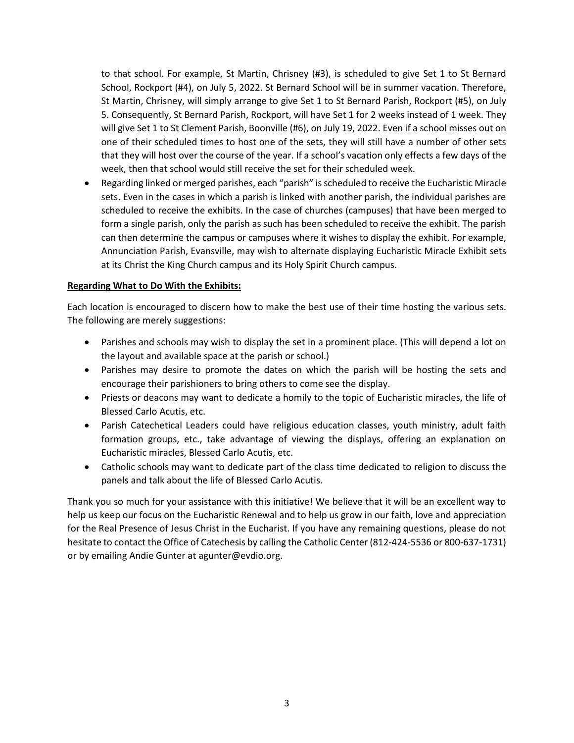to that school. For example, St Martin, Chrisney (#3), is scheduled to give Set 1 to St Bernard School, Rockport (#4), on July 5, 2022. St Bernard School will be in summer vacation. Therefore, St Martin, Chrisney, will simply arrange to give Set 1 to St Bernard Parish, Rockport (#5), on July 5. Consequently, St Bernard Parish, Rockport, will have Set 1 for 2 weeks instead of 1 week. They will give Set 1 to St Clement Parish, Boonville (#6), on July 19, 2022. Even if a school misses out on one of their scheduled times to host one of the sets, they will still have a number of other sets that they will host over the course of the year. If a school's vacation only effects a few days of the week, then that school would still receive the set for their scheduled week.

- Regarding linked or merged parishes, each "parish" is scheduled to receive the Eucharistic Miracle sets. Even in the cases in which a parish is linked with another parish, the individual parishes are scheduled to receive the exhibits. In the case of churches (campuses) that have been merged to form a single parish, only the parish as such has been scheduled to receive the exhibit. The parish can then determine the campus or campuses where it wishes to display the exhibit. For example, Annunciation Parish, Evansville, may wish to alternate displaying Eucharistic Miracle Exhibit sets at its Christ the King Church campus and its Holy Spirit Church campus.

**Regarding What to Do With the Exhibits:**

Each location is encouraged to discern how to make the best use of their time hosting the various sets. The following are merely suggestions:

- Parishes and schools may wish to display the set in a prominent place. (This will depend a lot on the layout and available space at the parish or school.)
- Parishes may desire to promote the dates on which the parish will be hosting the sets and encourage their parishioners to bring others to come see the display.
- Priests or deacons may want to dedicate a homily to the topic of Eucharistic miracles, the life of Blessed Carlo Acutis, etc.
- Parish Catechetical Leaders could have religious education classes, youth ministry, adult faith formation groups, etc., take advantage of viewing the displays, offering an explanation on Eucharistic miracles, Blessed Carlo Acutis, etc.
- Catholic schools may want to dedicate part of the class time dedicated to religion to discuss the panels and talk about the life of Blessed Carlo Acutis.

Thank you so much for your assistance with this initiative! We believe that it will be an excellent way to help us keep our focus on the Eucharistic Renewal and to help us grow in our faith, love and appreciation for the Real Presence of Jesus Christ in the Eucharist. If you have any remaining questions, please do not hesitate to contact the Office of Catechesis by calling the Catholic Center (812-424-5536 or 800-637-1731) or by emailing Andie Gunter at agunter@evdio.org.